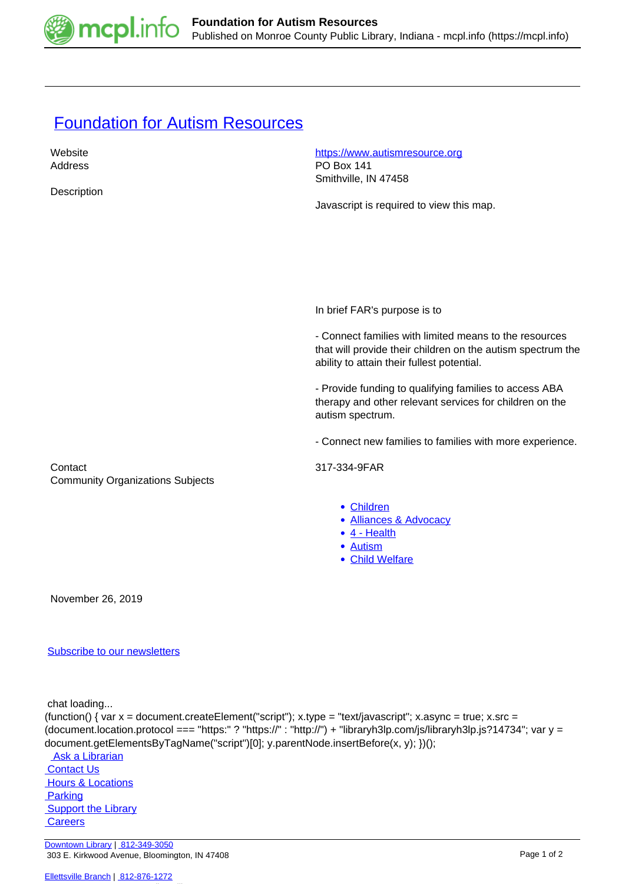# Foundation for Autism Resources

| | |
|---|---|
| Website | https://www.autismresource.org |
| Address | PO Box 141<br>Smithville, IN 47458 |
| Description | Javascript is required to view this map.<br><br>In brief FAR's purpose is to<br><br>- Connect families with limited means to the resources that will provide their children on the autism spectrum the ability to attain their fullest potential.<br><br>- Provide funding to qualifying families to access ABA therapy and other relevant services for children on the autism spectrum.<br><br>- Connect new families to families with more experience. |
| Contact | 317-334-9FAR |
| Community Organizations Subjects | - Children<br>- Alliances & Advocacy<br>- 4 - Health<br>- Autism<br>- Child Welfare |

November 26, 2019

Subscribe to our newsletters

chat loading...

```
(function() { var x = document.createElement("script"); x.type = "text/javascript"; x.async = true; x.src = (document.location.protocol === "https:" ? "https://" : "http://") + "libraryh3lp.com/js/libraryh3lp.js?14734"; var y = document.getElementsByTagName("script")[0]; y.parentNode.insertBefore(x, y); })();
```

Ask a Librarian
Contact Us
Hours & Locations
Parking
Support the Library
Careers

Downtown Library | 812-349-3050
303 E. Kirkwood Avenue, Bloomington, IN 47408

Ellettsville Branch | 812-876-1272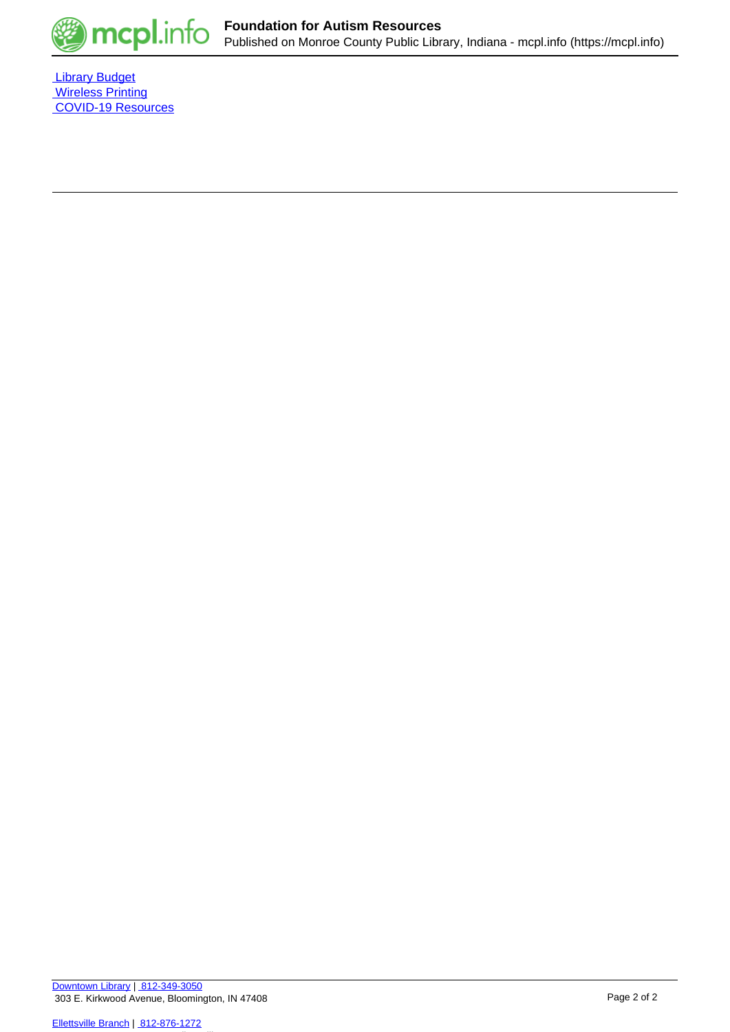[Library Budget]
[Wireless Printing]
[COVID-19 Resources]

---

[Downtown Library] | [812-349-3050]
303 E. Kirkwood Avenue, Bloomington, IN 47408

[Ellettsville Branch] | [812-876-1272]